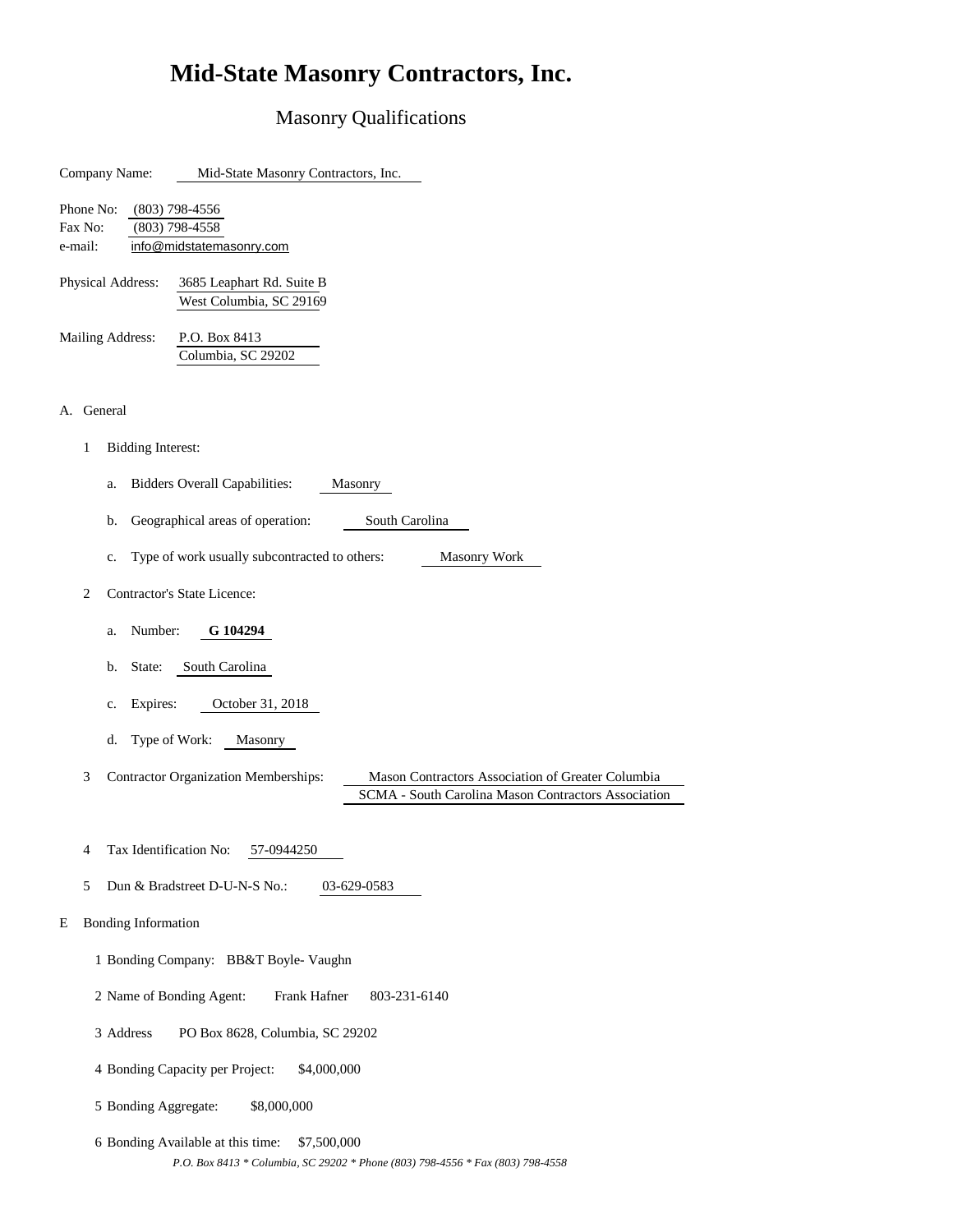# Mid-State Masonry Contractors, Inc.

## Masonry Qualifications

Company Name: Mid-State Masonry Contractors, Inc.

Phone No: (803) 798-4556
Fax No: (803) 798-4558
e-mail: info@midstatemasonry.com

Physical Address: 3685 Leaphart Rd. Suite B
West Columbia, SC 29169

Mailing Address: P.O. Box 8413
Columbia, SC 29202

A. General

1. Bidding Interest:
   - a. Bidders Overall Capabilities: Masonry
   - b. Geographical areas of operation: South Carolina
   - c. Type of work usually subcontracted to others: Masonry Work
2. Contractor's State Licence:
   - a. Number: **G 104294**
   - b. State: South Carolina
   - c. Expires: October 31, 2018
   - d. Type of Work: Masonry
3. Contractor Organization Memberships: Mason Contractors Association of Greater Columbia
   SCMA - South Carolina Mason Contractors Association
4. Tax Identification No: 57-0944250
5. Dun & Bradstreet D-U-N-S No.: 03-629-0583

E Bonding Information

1. Bonding Company: BB&T Boyle- Vaughn
2. Name of Bonding Agent: Frank Hafner 803-231-6140
3. Address PO Box 8628, Columbia, SC 29202
4. Bonding Capacity per Project: $4,000,000
5. Bonding Aggregate: $8,000,000
6. Bonding Available at this time: $7,500,000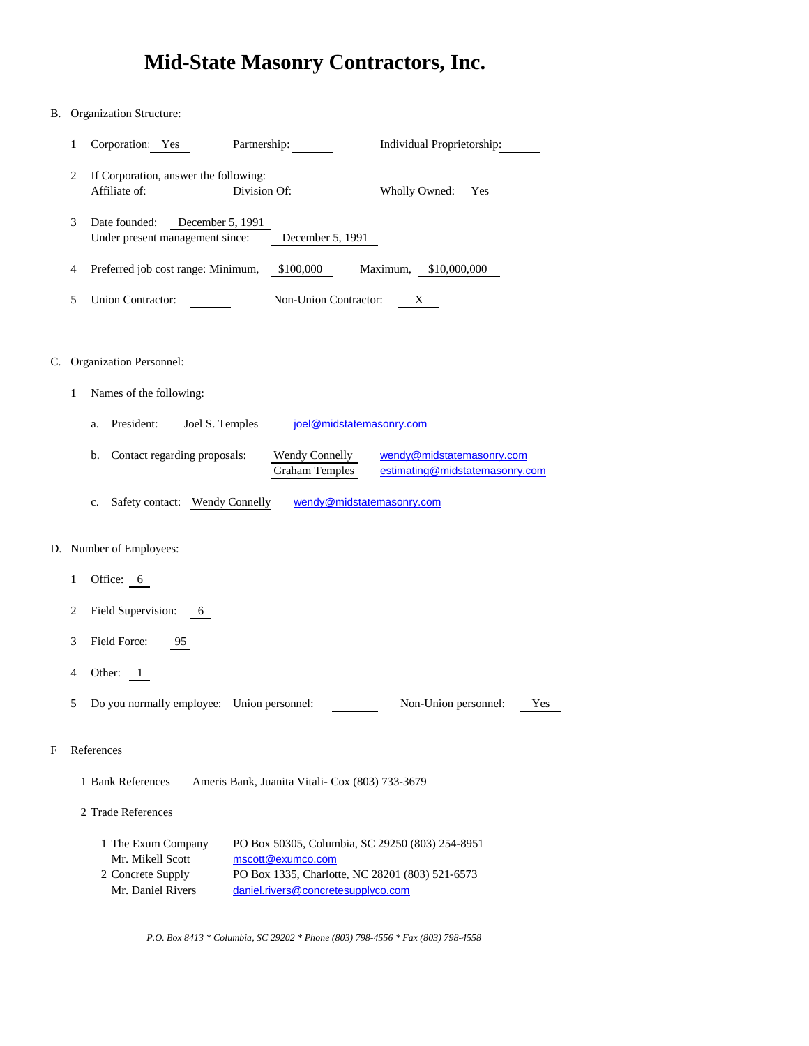# Mid-State Masonry Contractors, Inc.

B. Organization Structure:

1. Corporation: Yes Partnership: ______ Individual Proprietorship: ______

2. If Corporation, answer the following:
   Affiliate of: ______ Division Of: ______ Wholly Owned: Yes

3. Date founded: December 5, 1991
   Under present management since: December 5, 1991

4. Preferred job cost range: Minimum, $100,000 Maximum, $10,000,000

5. Union Contractor: ______ Non-Union Contractor: X

C. Organization Personnel:

1. Names of the following:

   a. President: Joel S. Temples joel@midstatemasonry.com

   b. Contact regarding proposals: Wendy Connelly wendy@midstatemasonry.com
      Graham Temples estimating@midstatemasonry.com

   c. Safety contact: Wendy Connelly wendy@midstatemasonry.com

D. Number of Employees:

1. Office: 6

2. Field Supervision: 6

3. Field Force: 95

4. Other: 1

5. Do you normally employee: Union personnel: ______ Non-Union personnel: Yes

F References

1 Bank References Ameris Bank, Juanita Vitali- Cox (803) 733-3679

2 Trade References

1 The Exum Company PO Box 50305, Columbia, SC 29250 (803) 254-8951
  Mr. Mikell Scott mscott@exumco.com
2 Concrete Supply PO Box 1335, Charlotte, NC 28201 (803) 521-6573
  Mr. Daniel Rivers daniel.rivers@concretesupplyco.com

*P.O. Box 8413 * Columbia, SC 29202 * Phone (803) 798-4556 * Fax (803) 798-4558*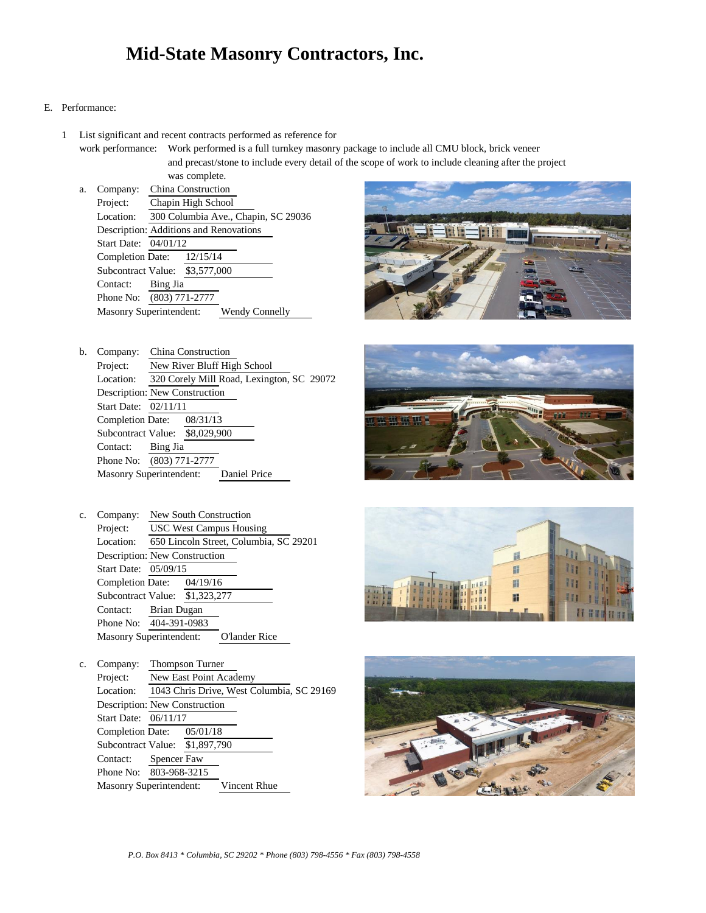# Mid-State Masonry Contractors, Inc.

E. Performance:

1 List significant and recent contracts performed as reference for work performance: Work performed is a full turnkey masonry package to include all CMU block, brick veneer and precast/stone to include every detail of the scope of work to include cleaning after the project was complete.

a. Company: China Construction
   Project: Chapin High School
   Location: 300 Columbia Ave., Chapin, SC 29036
   Description: Additions and Renovations
   Start Date: 04/01/12
   Completion Date: 12/15/14
   Subcontract Value: $3,577,000
   Contact: Bing Jia
   Phone No: (803) 771-2777
   Masonry Superintendent: Wendy Connelly

b. Company: China Construction
   Project: New River Bluff High School
   Location: 320 Corely Mill Road, Lexington, SC 29072
   Description: New Construction
   Start Date: 02/11/11
   Completion Date: 08/31/13
   Subcontract Value: $8,029,900
   Contact: Bing Jia
   Phone No: (803) 771-2777
   Masonry Superintendent: Daniel Price

c. Company: New South Construction
   Project: USC West Campus Housing
   Location: 650 Lincoln Street, Columbia, SC 29201
   Description: New Construction
   Start Date: 05/09/15
   Completion Date: 04/19/16
   Subcontract Value: $1,323,277
   Contact: Brian Dugan
   Phone No: 404-391-0983
   Masonry Superintendent: O'lander Rice

c. Company: Thompson Turner
   Project: New East Point Academy
   Location: 1043 Chris Drive, West Columbia, SC 29169
   Description: New Construction
   Start Date: 06/11/17
   Completion Date: 05/01/18
   Subcontract Value: $1,897,790
   Contact: Spencer Faw
   Phone No: 803-968-3215
   Masonry Superintendent: Vincent Rhue

*P.O. Box 8413 * Columbia, SC 29202 * Phone (803) 798-4556 * Fax (803) 798-4558*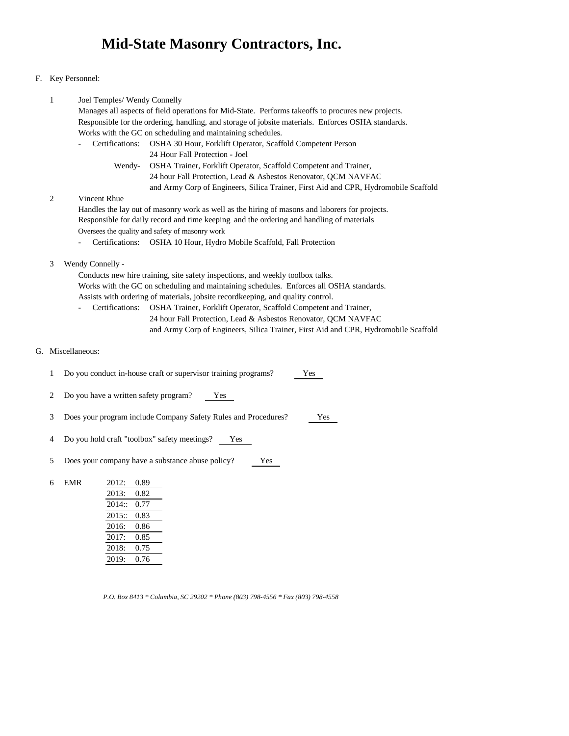# Mid-State Masonry Contractors, Inc.

F. Key Personnel:

1. Joel Temples/ Wendy Connelly
   Manages all aspects of field operations for Mid-State. Performs takeoffs to procures new projects. Responsible for the ordering, handling, and storage of jobsite materials. Enforces OSHA standards. Works with the GC on scheduling and maintaining schedules.
   - Certifications: OSHA 30 Hour, Forklift Operator, Scaffold Competent Person
     24 Hour Fall Protection - Joel
     Wendy- OSHA Trainer, Forklift Operator, Scaffold Competent and Trainer, 24 hour Fall Protection, Lead & Asbestos Renovator, QCM NAVFAC and Army Corp of Engineers, Silica Trainer, First Aid and CPR, Hydromobile Scaffold

2. Vincent Rhue
   Handles the lay out of masonry work as well as the hiring of masons and laborers for projects. Responsible for daily record and time keeping and the ordering and handling of materials
   Oversees the quality and safety of masonry work
   - Certifications: OSHA 10 Hour, Hydro Mobile Scaffold, Fall Protection

3. Wendy Connelly -
   Conducts new hire training, site safety inspections, and weekly toolbox talks.
   Works with the GC on scheduling and maintaining schedules. Enforces all OSHA standards.
   Assists with ordering of materials, jobsite recordkeeping, and quality control.
   - Certifications: OSHA Trainer, Forklift Operator, Scaffold Competent and Trainer, 24 hour Fall Protection, Lead & Asbestos Renovator, QCM NAVFAC and Army Corp of Engineers, Silica Trainer, First Aid and CPR, Hydromobile Scaffold

G. Miscellaneous:

1. Do you conduct in-house craft or supervisor training programs? Yes
2. Do you have a written safety program? Yes
3. Does your program include Company Safety Rules and Procedures? Yes
4. Do you hold craft "toolbox" safety meetings? Yes
5. Does your company have a substance abuse policy? Yes
6. EMR

| | |
|---|---|
| 2012: | 0.89 |
| 2013: | 0.82 |
| 2014:: | 0.77 |
| 2015:: | 0.83 |
| 2016: | 0.86 |
| 2017: | 0.85 |
| 2018: | 0.75 |
| 2019: | 0.76 |

*P.O. Box 8413 * Columbia, SC 29202 * Phone (803) 798-4556 * Fax (803) 798-4558*